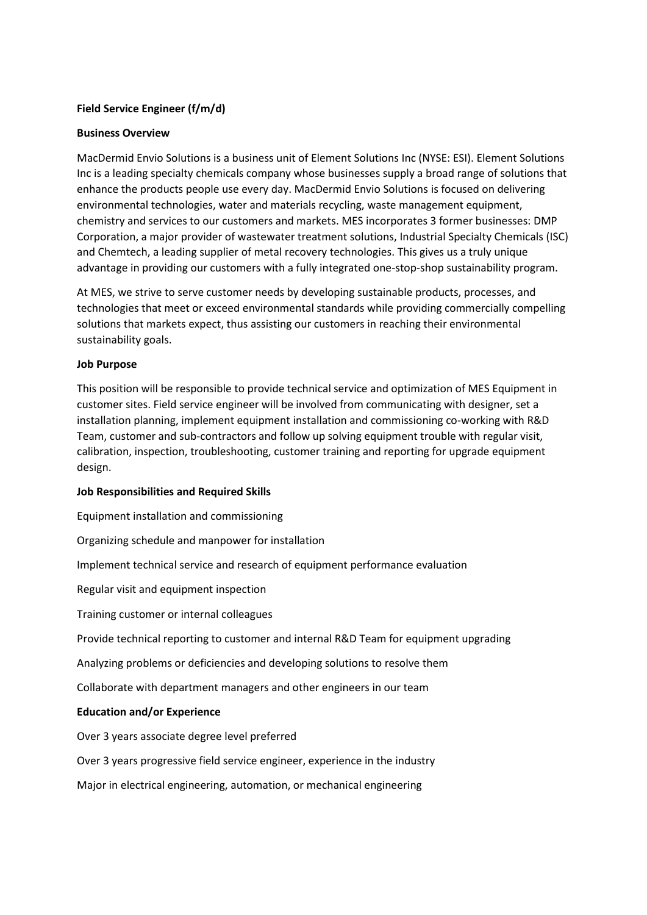**Field Service Engineer (f/m/d)**

**Business Overview**

MacDermid Envio Solutions is a business unit of Element Solutions Inc (NYSE: ESI). Element Solutions Inc is a leading specialty chemicals company whose businesses supply a broad range of solutions that enhance the products people use every day. MacDermid Envio Solutions is focused on delivering environmental technologies, water and materials recycling, waste management equipment, chemistry and services to our customers and markets. MES incorporates 3 former businesses: DMP Corporation, a major provider of wastewater treatment solutions, Industrial Specialty Chemicals (ISC) and Chemtech, a leading supplier of metal recovery technologies. This gives us a truly unique advantage in providing our customers with a fully integrated one-stop-shop sustainability program.

At MES, we strive to serve customer needs by developing sustainable products, processes, and technologies that meet or exceed environmental standards while providing commercially compelling solutions that markets expect, thus assisting our customers in reaching their environmental sustainability goals.

**Job Purpose**

This position will be responsible to provide technical service and optimization of MES Equipment in customer sites. Field service engineer will be involved from communicating with designer, set a installation planning, implement equipment installation and commissioning co-working with R&D Team, customer and sub-contractors and follow up solving equipment trouble with regular visit, calibration, inspection, troubleshooting, customer training and reporting for upgrade equipment design.

**Job Responsibilities and Required Skills**

Equipment installation and commissioning

Organizing schedule and manpower for installation

Implement technical service and research of equipment performance evaluation

Regular visit and equipment inspection

Training customer or internal colleagues

Provide technical reporting to customer and internal R&D Team for equipment upgrading

Analyzing problems or deficiencies and developing solutions to resolve them

Collaborate with department managers and other engineers in our team

**Education and/or Experience**

Over 3 years associate degree level preferred

Over 3 years progressive field service engineer, experience in the industry

Major in electrical engineering, automation, or mechanical engineering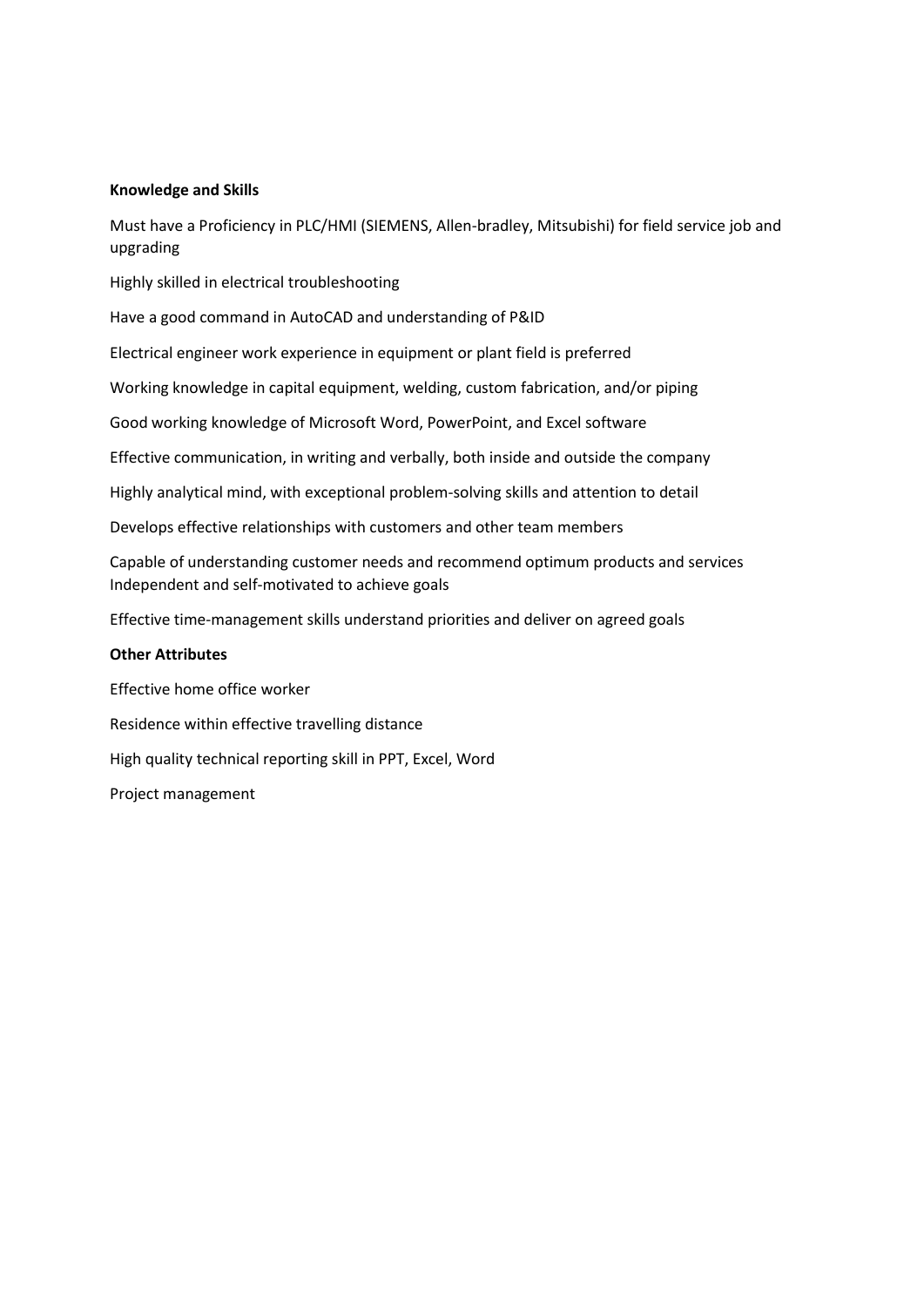**Knowledge and Skills**

Must have a Proficiency in PLC/HMI (SIEMENS, Allen-bradley, Mitsubishi) for field service job and upgrading

Highly skilled in electrical troubleshooting

Have a good command in AutoCAD and understanding of P&ID

Electrical engineer work experience in equipment or plant field is preferred

Working knowledge in capital equipment, welding, custom fabrication, and/or piping

Good working knowledge of Microsoft Word, PowerPoint, and Excel software

Effective communication, in writing and verbally, both inside and outside the company

Highly analytical mind, with exceptional problem-solving skills and attention to detail

Develops effective relationships with customers and other team members

Capable of understanding customer needs and recommend optimum products and services
Independent and self-motivated to achieve goals

Effective time-management skills understand priorities and deliver on agreed goals

**Other Attributes**

Effective home office worker

Residence within effective travelling distance

High quality technical reporting skill in PPT, Excel, Word

Project management